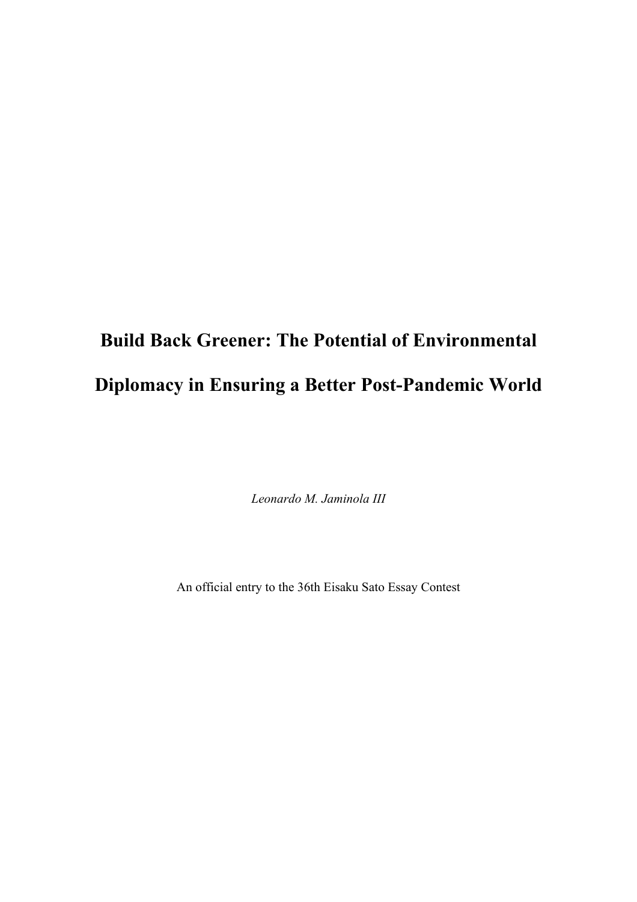# Build Back Greener: The Potential of Environmental Diplomacy in Ensuring a Better Post-Pandemic World

*Leonardo M. Jaminola III*

An official entry to the 36th Eisaku Sato Essay Contest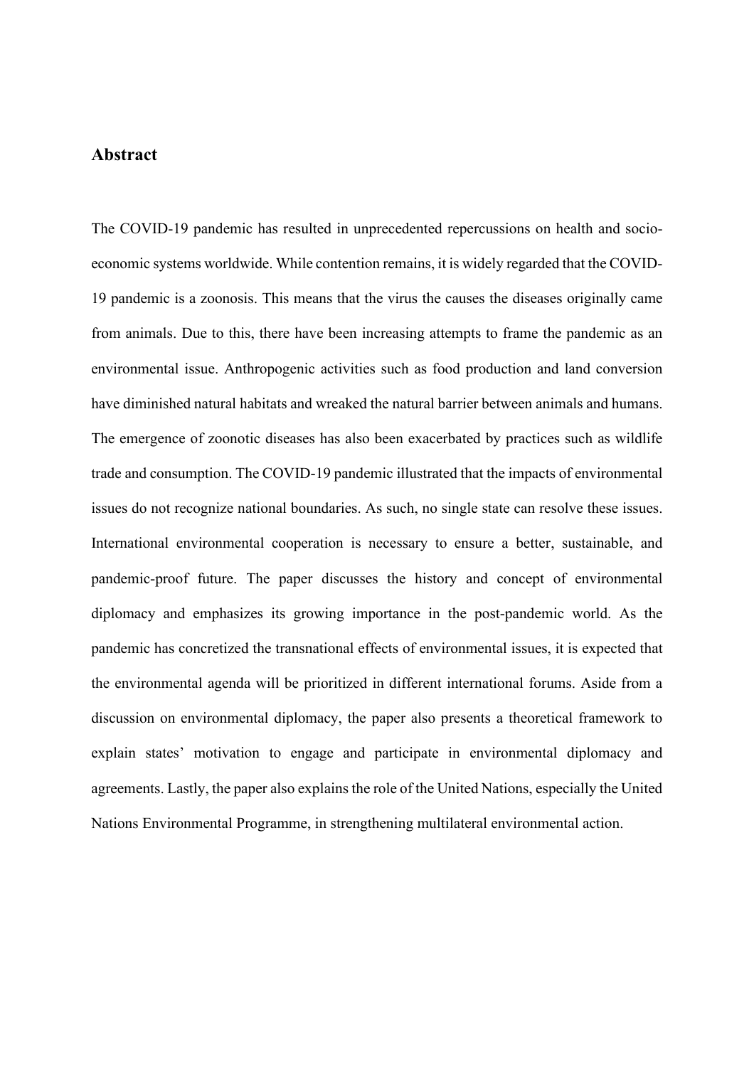## Abstract

The COVID-19 pandemic has resulted in unprecedented repercussions on health and socio-economic systems worldwide. While contention remains, it is widely regarded that the COVID-19 pandemic is a zoonosis. This means that the virus the causes the diseases originally came from animals. Due to this, there have been increasing attempts to frame the pandemic as an environmental issue. Anthropogenic activities such as food production and land conversion have diminished natural habitats and wreaked the natural barrier between animals and humans. The emergence of zoonotic diseases has also been exacerbated by practices such as wildlife trade and consumption. The COVID-19 pandemic illustrated that the impacts of environmental issues do not recognize national boundaries. As such, no single state can resolve these issues. International environmental cooperation is necessary to ensure a better, sustainable, and pandemic-proof future. The paper discusses the history and concept of environmental diplomacy and emphasizes its growing importance in the post-pandemic world. As the pandemic has concretized the transnational effects of environmental issues, it is expected that the environmental agenda will be prioritized in different international forums. Aside from a discussion on environmental diplomacy, the paper also presents a theoretical framework to explain states' motivation to engage and participate in environmental diplomacy and agreements. Lastly, the paper also explains the role of the United Nations, especially the United Nations Environmental Programme, in strengthening multilateral environmental action.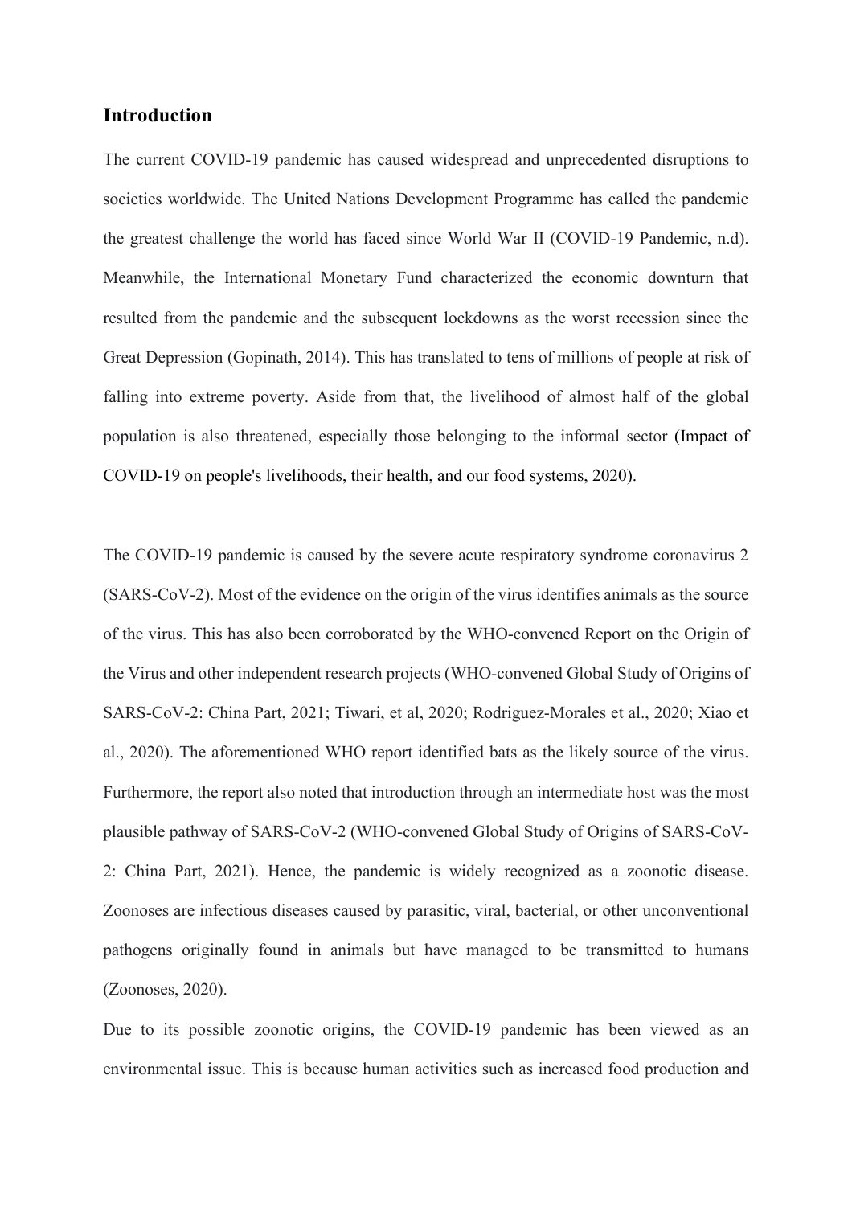## Introduction

The current COVID-19 pandemic has caused widespread and unprecedented disruptions to societies worldwide. The United Nations Development Programme has called the pandemic the greatest challenge the world has faced since World War II (COVID-19 Pandemic, n.d). Meanwhile, the International Monetary Fund characterized the economic downturn that resulted from the pandemic and the subsequent lockdowns as the worst recession since the Great Depression (Gopinath, 2014). This has translated to tens of millions of people at risk of falling into extreme poverty. Aside from that, the livelihood of almost half of the global population is also threatened, especially those belonging to the informal sector (Impact of COVID-19 on people's livelihoods, their health, and our food systems, 2020).

The COVID-19 pandemic is caused by the severe acute respiratory syndrome coronavirus 2 (SARS-CoV-2). Most of the evidence on the origin of the virus identifies animals as the source of the virus. This has also been corroborated by the WHO-convened Report on the Origin of the Virus and other independent research projects (WHO-convened Global Study of Origins of SARS-CoV-2: China Part, 2021; Tiwari, et al, 2020; Rodriguez-Morales et al., 2020; Xiao et al., 2020). The aforementioned WHO report identified bats as the likely source of the virus. Furthermore, the report also noted that introduction through an intermediate host was the most plausible pathway of SARS-CoV-2 (WHO-convened Global Study of Origins of SARS-CoV-2: China Part, 2021). Hence, the pandemic is widely recognized as a zoonotic disease. Zoonoses are infectious diseases caused by parasitic, viral, bacterial, or other unconventional pathogens originally found in animals but have managed to be transmitted to humans (Zoonoses, 2020).

Due to its possible zoonotic origins, the COVID-19 pandemic has been viewed as an environmental issue. This is because human activities such as increased food production and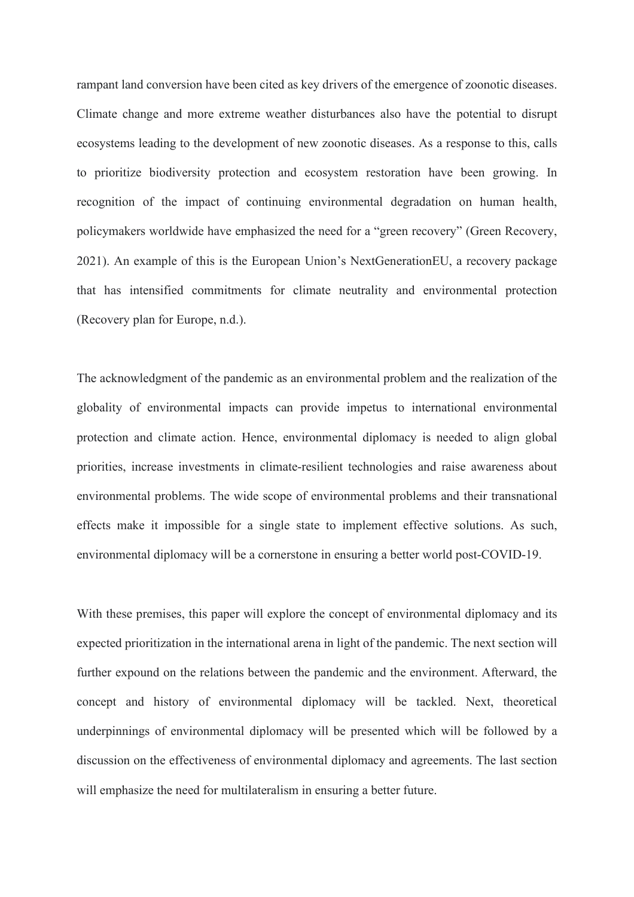rampant land conversion have been cited as key drivers of the emergence of zoonotic diseases. Climate change and more extreme weather disturbances also have the potential to disrupt ecosystems leading to the development of new zoonotic diseases. As a response to this, calls to prioritize biodiversity protection and ecosystem restoration have been growing. In recognition of the impact of continuing environmental degradation on human health, policymakers worldwide have emphasized the need for a "green recovery" (Green Recovery, 2021). An example of this is the European Union's NextGenerationEU, a recovery package that has intensified commitments for climate neutrality and environmental protection (Recovery plan for Europe, n.d.).

The acknowledgment of the pandemic as an environmental problem and the realization of the globality of environmental impacts can provide impetus to international environmental protection and climate action. Hence, environmental diplomacy is needed to align global priorities, increase investments in climate-resilient technologies and raise awareness about environmental problems. The wide scope of environmental problems and their transnational effects make it impossible for a single state to implement effective solutions. As such, environmental diplomacy will be a cornerstone in ensuring a better world post-COVID-19.

With these premises, this paper will explore the concept of environmental diplomacy and its expected prioritization in the international arena in light of the pandemic. The next section will further expound on the relations between the pandemic and the environment. Afterward, the concept and history of environmental diplomacy will be tackled. Next, theoretical underpinnings of environmental diplomacy will be presented which will be followed by a discussion on the effectiveness of environmental diplomacy and agreements. The last section will emphasize the need for multilateralism in ensuring a better future.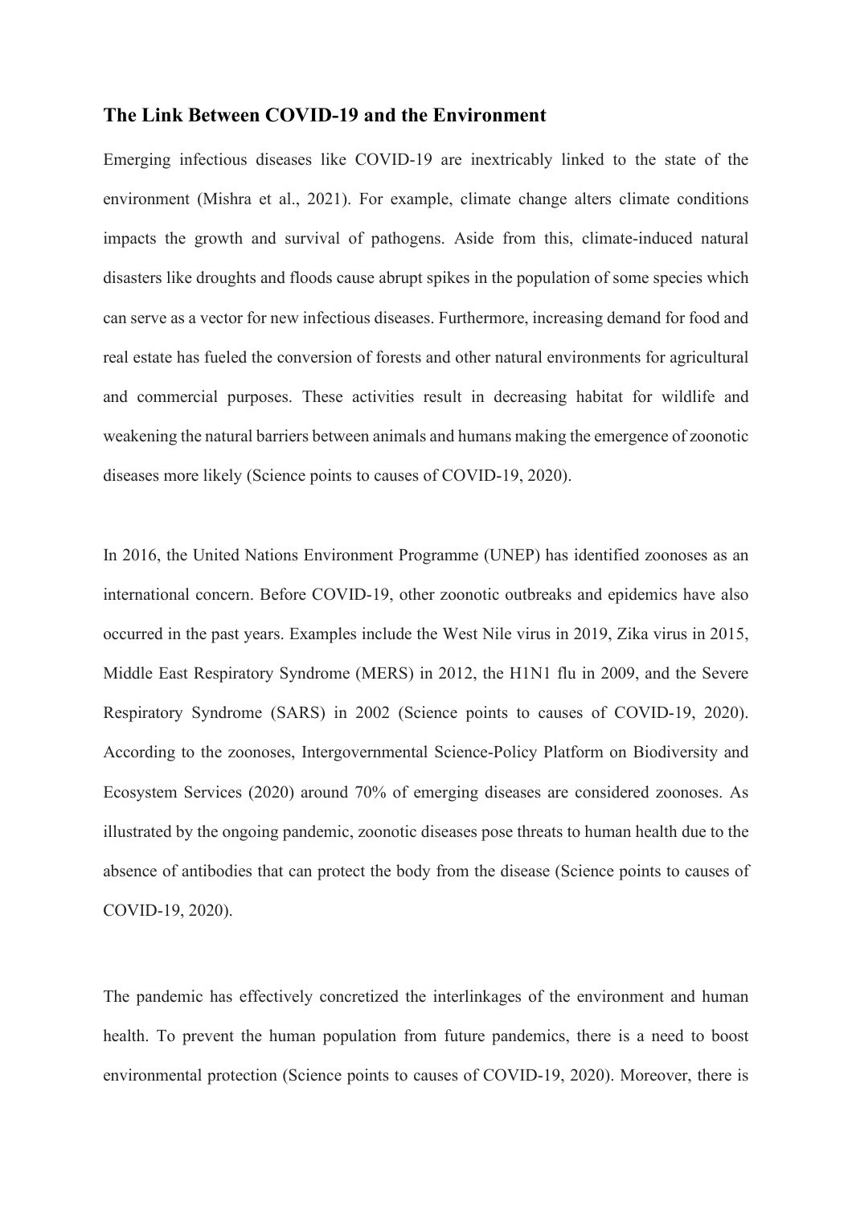## The Link Between COVID-19 and the Environment

Emerging infectious diseases like COVID-19 are inextricably linked to the state of the environment (Mishra et al., 2021). For example, climate change alters climate conditions impacts the growth and survival of pathogens. Aside from this, climate-induced natural disasters like droughts and floods cause abrupt spikes in the population of some species which can serve as a vector for new infectious diseases. Furthermore, increasing demand for food and real estate has fueled the conversion of forests and other natural environments for agricultural and commercial purposes. These activities result in decreasing habitat for wildlife and weakening the natural barriers between animals and humans making the emergence of zoonotic diseases more likely (Science points to causes of COVID-19, 2020).

In 2016, the United Nations Environment Programme (UNEP) has identified zoonoses as an international concern. Before COVID-19, other zoonotic outbreaks and epidemics have also occurred in the past years. Examples include the West Nile virus in 2019, Zika virus in 2015, Middle East Respiratory Syndrome (MERS) in 2012, the H1N1 flu in 2009, and the Severe Respiratory Syndrome (SARS) in 2002 (Science points to causes of COVID-19, 2020). According to the zoonoses, Intergovernmental Science-Policy Platform on Biodiversity and Ecosystem Services (2020) around 70% of emerging diseases are considered zoonoses. As illustrated by the ongoing pandemic, zoonotic diseases pose threats to human health due to the absence of antibodies that can protect the body from the disease (Science points to causes of COVID-19, 2020).

The pandemic has effectively concretized the interlinkages of the environment and human health. To prevent the human population from future pandemics, there is a need to boost environmental protection (Science points to causes of COVID-19, 2020). Moreover, there is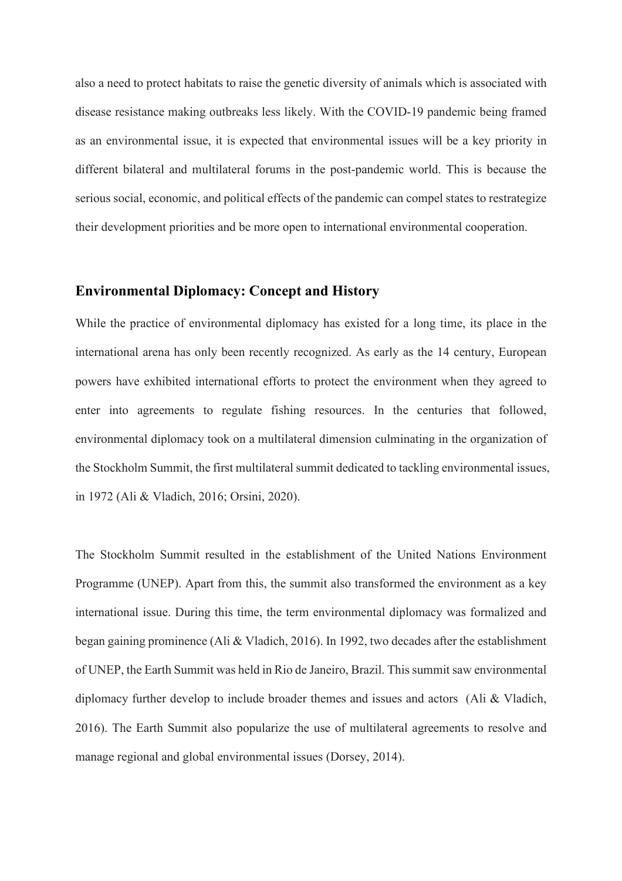also a need to protect habitats to raise the genetic diversity of animals which is associated with disease resistance making outbreaks less likely. With the COVID-19 pandemic being framed as an environmental issue, it is expected that environmental issues will be a key priority in different bilateral and multilateral forums in the post-pandemic world. This is because the serious social, economic, and political effects of the pandemic can compel states to restrategize their development priorities and be more open to international environmental cooperation.

## Environmental Diplomacy: Concept and History

While the practice of environmental diplomacy has existed for a long time, its place in the international arena has only been recently recognized. As early as the 14 century, European powers have exhibited international efforts to protect the environment when they agreed to enter into agreements to regulate fishing resources. In the centuries that followed, environmental diplomacy took on a multilateral dimension culminating in the organization of the Stockholm Summit, the first multilateral summit dedicated to tackling environmental issues, in 1972 (Ali & Vladich, 2016; Orsini, 2020).

The Stockholm Summit resulted in the establishment of the United Nations Environment Programme (UNEP). Apart from this, the summit also transformed the environment as a key international issue. During this time, the term environmental diplomacy was formalized and began gaining prominence (Ali & Vladich, 2016). In 1992, two decades after the establishment of UNEP, the Earth Summit was held in Rio de Janeiro, Brazil. This summit saw environmental diplomacy further develop to include broader themes and issues and actors (Ali & Vladich, 2016). The Earth Summit also popularize the use of multilateral agreements to resolve and manage regional and global environmental issues (Dorsey, 2014).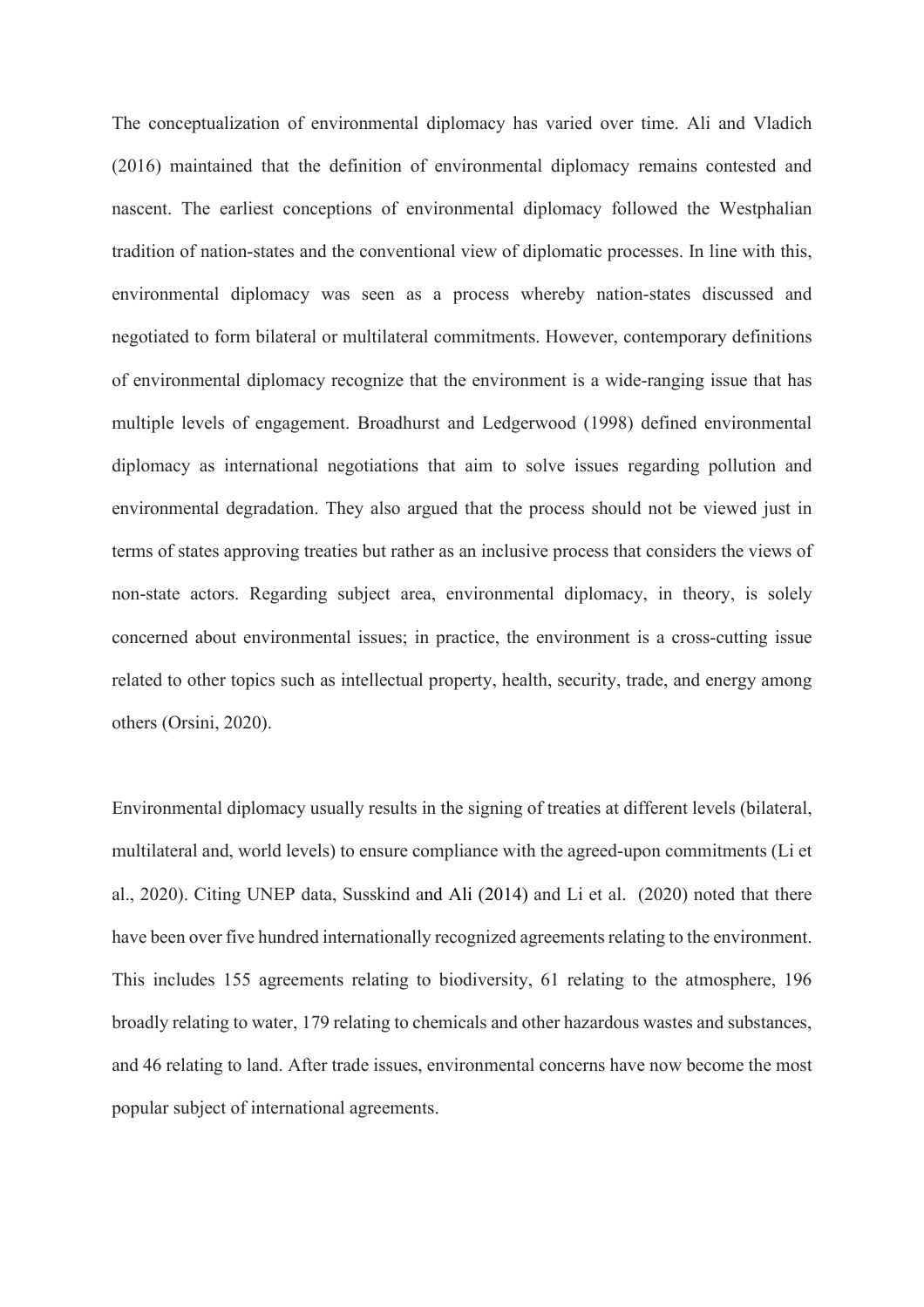The conceptualization of environmental diplomacy has varied over time. Ali and Vladich (2016) maintained that the definition of environmental diplomacy remains contested and nascent. The earliest conceptions of environmental diplomacy followed the Westphalian tradition of nation-states and the conventional view of diplomatic processes. In line with this, environmental diplomacy was seen as a process whereby nation-states discussed and negotiated to form bilateral or multilateral commitments. However, contemporary definitions of environmental diplomacy recognize that the environment is a wide-ranging issue that has multiple levels of engagement. Broadhurst and Ledgerwood (1998) defined environmental diplomacy as international negotiations that aim to solve issues regarding pollution and environmental degradation. They also argued that the process should not be viewed just in terms of states approving treaties but rather as an inclusive process that considers the views of non-state actors. Regarding subject area, environmental diplomacy, in theory, is solely concerned about environmental issues; in practice, the environment is a cross-cutting issue related to other topics such as intellectual property, health, security, trade, and energy among others (Orsini, 2020).

Environmental diplomacy usually results in the signing of treaties at different levels (bilateral, multilateral and, world levels) to ensure compliance with the agreed-upon commitments (Li et al., 2020). Citing UNEP data, Susskind and Ali (2014) and Li et al. (2020) noted that there have been over five hundred internationally recognized agreements relating to the environment. This includes 155 agreements relating to biodiversity, 61 relating to the atmosphere, 196 broadly relating to water, 179 relating to chemicals and other hazardous wastes and substances, and 46 relating to land. After trade issues, environmental concerns have now become the most popular subject of international agreements.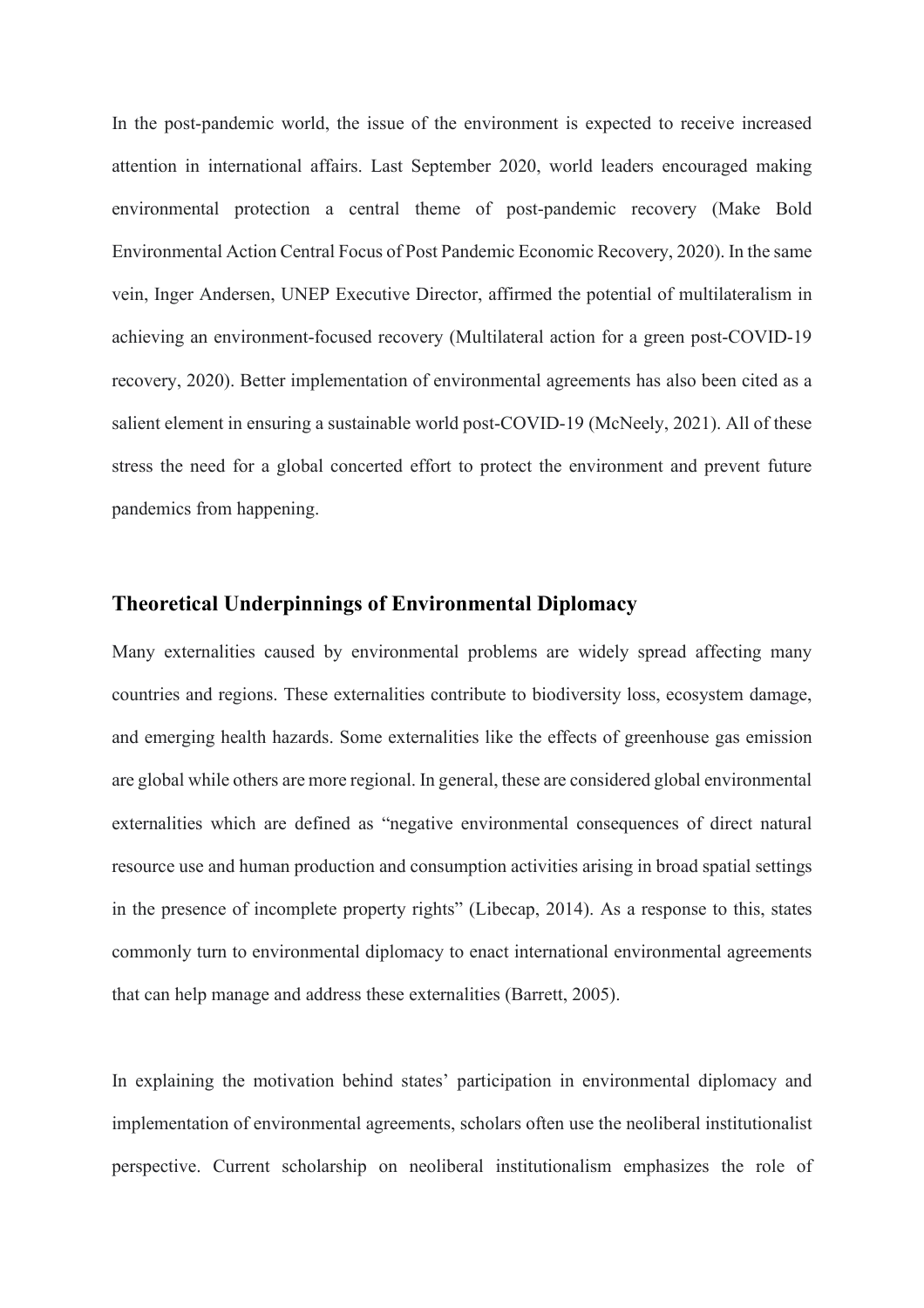In the post-pandemic world, the issue of the environment is expected to receive increased attention in international affairs. Last September 2020, world leaders encouraged making environmental protection a central theme of post-pandemic recovery (Make Bold Environmental Action Central Focus of Post Pandemic Economic Recovery, 2020). In the same vein, Inger Andersen, UNEP Executive Director, affirmed the potential of multilateralism in achieving an environment-focused recovery (Multilateral action for a green post-COVID-19 recovery, 2020). Better implementation of environmental agreements has also been cited as a salient element in ensuring a sustainable world post-COVID-19 (McNeely, 2021). All of these stress the need for a global concerted effort to protect the environment and prevent future pandemics from happening.

## Theoretical Underpinnings of Environmental Diplomacy

Many externalities caused by environmental problems are widely spread affecting many countries and regions. These externalities contribute to biodiversity loss, ecosystem damage, and emerging health hazards. Some externalities like the effects of greenhouse gas emission are global while others are more regional. In general, these are considered global environmental externalities which are defined as "negative environmental consequences of direct natural resource use and human production and consumption activities arising in broad spatial settings in the presence of incomplete property rights" (Libecap, 2014). As a response to this, states commonly turn to environmental diplomacy to enact international environmental agreements that can help manage and address these externalities (Barrett, 2005).

In explaining the motivation behind states' participation in environmental diplomacy and implementation of environmental agreements, scholars often use the neoliberal institutionalist perspective. Current scholarship on neoliberal institutionalism emphasizes the role of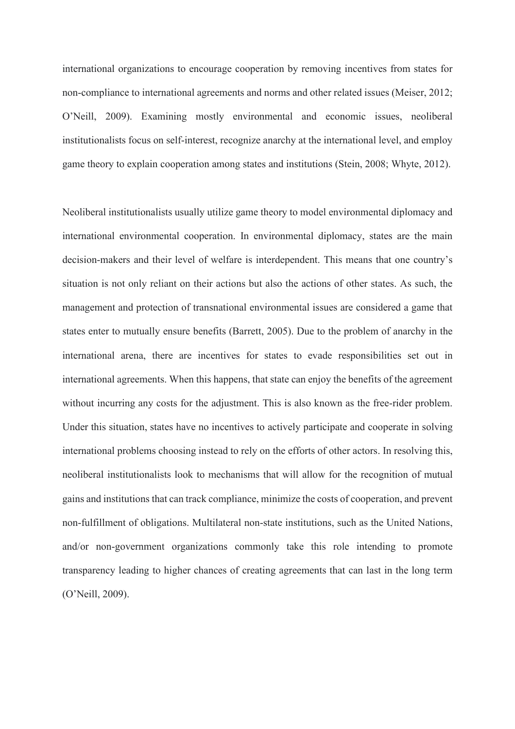international organizations to encourage cooperation by removing incentives from states for non-compliance to international agreements and norms and other related issues (Meiser, 2012; O'Neill, 2009). Examining mostly environmental and economic issues, neoliberal institutionalists focus on self-interest, recognize anarchy at the international level, and employ game theory to explain cooperation among states and institutions (Stein, 2008; Whyte, 2012).

Neoliberal institutionalists usually utilize game theory to model environmental diplomacy and international environmental cooperation. In environmental diplomacy, states are the main decision-makers and their level of welfare is interdependent. This means that one country's situation is not only reliant on their actions but also the actions of other states. As such, the management and protection of transnational environmental issues are considered a game that states enter to mutually ensure benefits (Barrett, 2005). Due to the problem of anarchy in the international arena, there are incentives for states to evade responsibilities set out in international agreements. When this happens, that state can enjoy the benefits of the agreement without incurring any costs for the adjustment. This is also known as the free-rider problem. Under this situation, states have no incentives to actively participate and cooperate in solving international problems choosing instead to rely on the efforts of other actors. In resolving this, neoliberal institutionalists look to mechanisms that will allow for the recognition of mutual gains and institutions that can track compliance, minimize the costs of cooperation, and prevent non-fulfillment of obligations. Multilateral non-state institutions, such as the United Nations, and/or non-government organizations commonly take this role intending to promote transparency leading to higher chances of creating agreements that can last in the long term (O'Neill, 2009).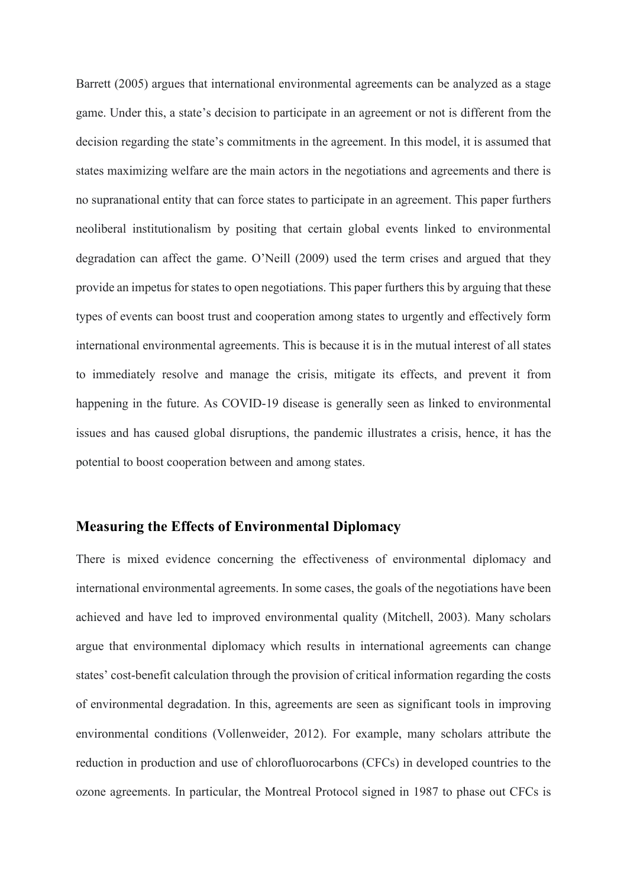Barrett (2005) argues that international environmental agreements can be analyzed as a stage game. Under this, a state's decision to participate in an agreement or not is different from the decision regarding the state's commitments in the agreement. In this model, it is assumed that states maximizing welfare are the main actors in the negotiations and agreements and there is no supranational entity that can force states to participate in an agreement. This paper furthers neoliberal institutionalism by positing that certain global events linked to environmental degradation can affect the game. O'Neill (2009) used the term crises and argued that they provide an impetus for states to open negotiations. This paper furthers this by arguing that these types of events can boost trust and cooperation among states to urgently and effectively form international environmental agreements. This is because it is in the mutual interest of all states to immediately resolve and manage the crisis, mitigate its effects, and prevent it from happening in the future. As COVID-19 disease is generally seen as linked to environmental issues and has caused global disruptions, the pandemic illustrates a crisis, hence, it has the potential to boost cooperation between and among states.

## Measuring the Effects of Environmental Diplomacy

There is mixed evidence concerning the effectiveness of environmental diplomacy and international environmental agreements. In some cases, the goals of the negotiations have been achieved and have led to improved environmental quality (Mitchell, 2003). Many scholars argue that environmental diplomacy which results in international agreements can change states' cost-benefit calculation through the provision of critical information regarding the costs of environmental degradation. In this, agreements are seen as significant tools in improving environmental conditions (Vollenweider, 2012). For example, many scholars attribute the reduction in production and use of chlorofluorocarbons (CFCs) in developed countries to the ozone agreements. In particular, the Montreal Protocol signed in 1987 to phase out CFCs is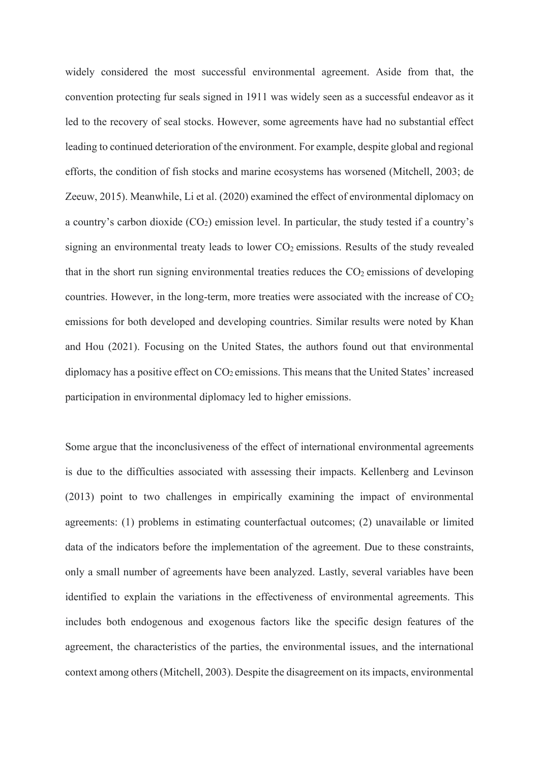widely considered the most successful environmental agreement. Aside from that, the convention protecting fur seals signed in 1911 was widely seen as a successful endeavor as it led to the recovery of seal stocks. However, some agreements have had no substantial effect leading to continued deterioration of the environment. For example, despite global and regional efforts, the condition of fish stocks and marine ecosystems has worsened (Mitchell, 2003; de Zeeuw, 2015). Meanwhile, Li et al. (2020) examined the effect of environmental diplomacy on a country's carbon dioxide ($CO_2$) emission level. In particular, the study tested if a country's signing an environmental treaty leads to lower $CO_2$ emissions. Results of the study revealed that in the short run signing environmental treaties reduces the $CO_2$ emissions of developing countries. However, in the long-term, more treaties were associated with the increase of $CO_2$ emissions for both developed and developing countries. Similar results were noted by Khan and Hou (2021). Focusing on the United States, the authors found out that environmental diplomacy has a positive effect on $CO_2$ emissions. This means that the United States' increased participation in environmental diplomacy led to higher emissions.

Some argue that the inconclusiveness of the effect of international environmental agreements is due to the difficulties associated with assessing their impacts. Kellenberg and Levinson (2013) point to two challenges in empirically examining the impact of environmental agreements: (1) problems in estimating counterfactual outcomes; (2) unavailable or limited data of the indicators before the implementation of the agreement. Due to these constraints, only a small number of agreements have been analyzed. Lastly, several variables have been identified to explain the variations in the effectiveness of environmental agreements. This includes both endogenous and exogenous factors like the specific design features of the agreement, the characteristics of the parties, the environmental issues, and the international context among others (Mitchell, 2003). Despite the disagreement on its impacts, environmental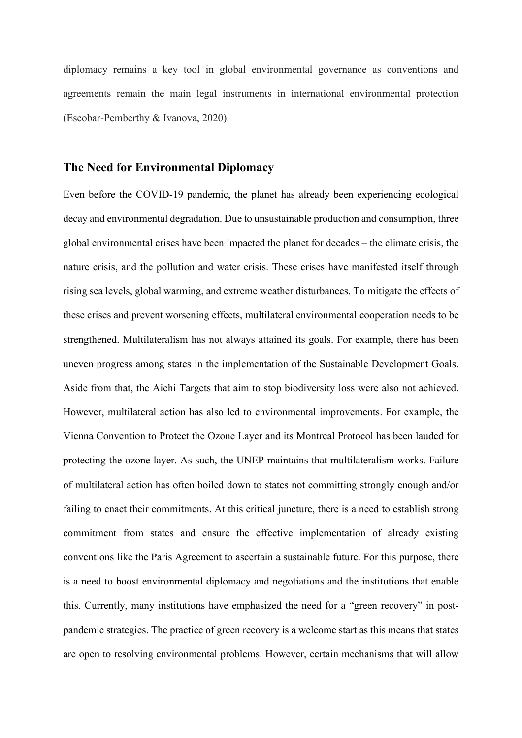diplomacy remains a key tool in global environmental governance as conventions and agreements remain the main legal instruments in international environmental protection (Escobar-Pemberthy & Ivanova, 2020).

## The Need for Environmental Diplomacy

Even before the COVID-19 pandemic, the planet has already been experiencing ecological decay and environmental degradation. Due to unsustainable production and consumption, three global environmental crises have been impacted the planet for decades – the climate crisis, the nature crisis, and the pollution and water crisis. These crises have manifested itself through rising sea levels, global warming, and extreme weather disturbances. To mitigate the effects of these crises and prevent worsening effects, multilateral environmental cooperation needs to be strengthened. Multilateralism has not always attained its goals. For example, there has been uneven progress among states in the implementation of the Sustainable Development Goals. Aside from that, the Aichi Targets that aim to stop biodiversity loss were also not achieved. However, multilateral action has also led to environmental improvements. For example, the Vienna Convention to Protect the Ozone Layer and its Montreal Protocol has been lauded for protecting the ozone layer. As such, the UNEP maintains that multilateralism works. Failure of multilateral action has often boiled down to states not committing strongly enough and/or failing to enact their commitments. At this critical juncture, there is a need to establish strong commitment from states and ensure the effective implementation of already existing conventions like the Paris Agreement to ascertain a sustainable future. For this purpose, there is a need to boost environmental diplomacy and negotiations and the institutions that enable this. Currently, many institutions have emphasized the need for a "green recovery" in post-pandemic strategies. The practice of green recovery is a welcome start as this means that states are open to resolving environmental problems. However, certain mechanisms that will allow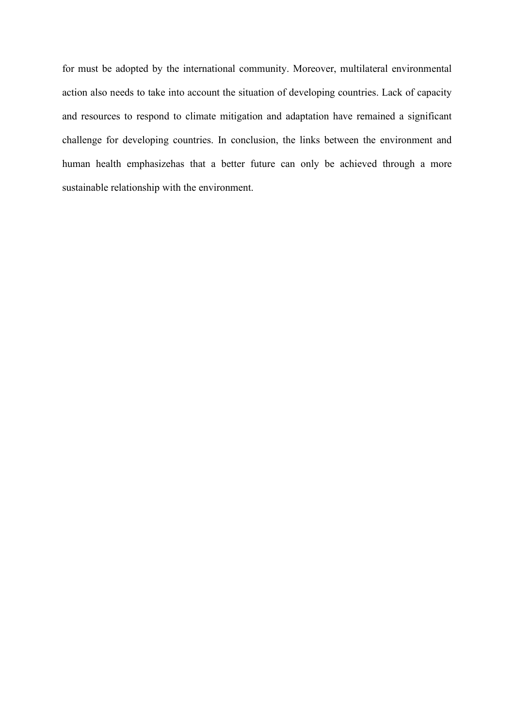for must be adopted by the international community. Moreover, multilateral environmental action also needs to take into account the situation of developing countries. Lack of capacity and resources to respond to climate mitigation and adaptation have remained a significant challenge for developing countries. In conclusion, the links between the environment and human health emphasizehas that a better future can only be achieved through a more sustainable relationship with the environment.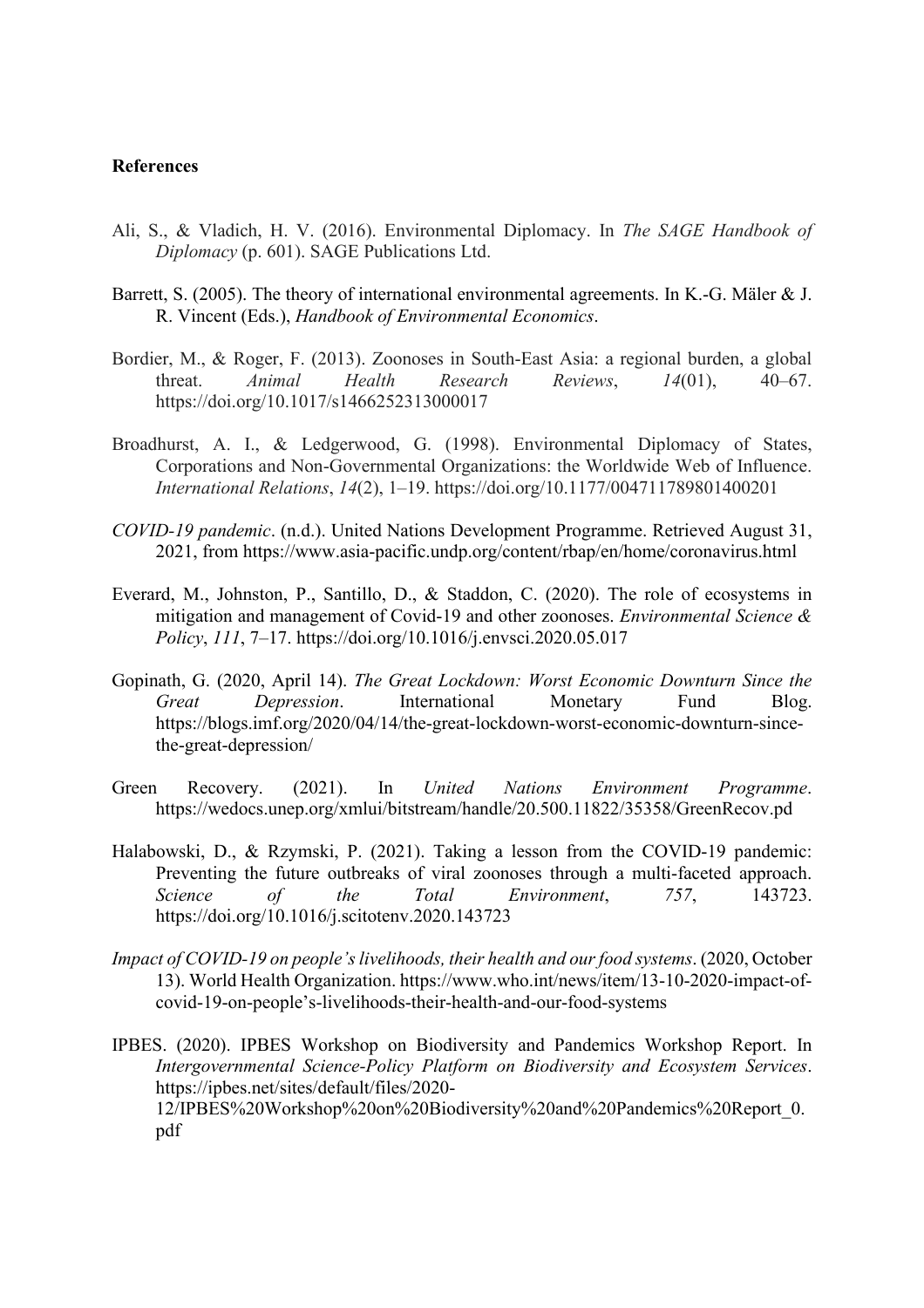**References**

Ali, S., & Vladich, H. V. (2016). Environmental Diplomacy. In *The SAGE Handbook of Diplomacy* (p. 601). SAGE Publications Ltd.

Barrett, S. (2005). The theory of international environmental agreements. In K.-G. Mäler & J. R. Vincent (Eds.), *Handbook of Environmental Economics*.

Bordier, M., & Roger, F. (2013). Zoonoses in South-East Asia: a regional burden, a global threat. *Animal Health Research Reviews*, *14*(01), 40–67. https://doi.org/10.1017/s1466252313000017

Broadhurst, A. I., & Ledgerwood, G. (1998). Environmental Diplomacy of States, Corporations and Non-Governmental Organizations: the Worldwide Web of Influence. *International Relations*, *14*(2), 1–19. https://doi.org/10.1177/004711789801400201

*COVID-19 pandemic*. (n.d.). United Nations Development Programme. Retrieved August 31, 2021, from https://www.asia-pacific.undp.org/content/rbap/en/home/coronavirus.html

Everard, M., Johnston, P., Santillo, D., & Staddon, C. (2020). The role of ecosystems in mitigation and management of Covid-19 and other zoonoses. *Environmental Science & Policy*, *111*, 7–17. https://doi.org/10.1016/j.envsci.2020.05.017

Gopinath, G. (2020, April 14). *The Great Lockdown: Worst Economic Downturn Since the Great Depression*. International Monetary Fund Blog. https://blogs.imf.org/2020/04/14/the-great-lockdown-worst-economic-downturn-since-the-great-depression/

Green Recovery. (2021). In *United Nations Environment Programme*. https://wedocs.unep.org/xmlui/bitstream/handle/20.500.11822/35358/GreenRecov.pd

Halabowski, D., & Rzymski, P. (2021). Taking a lesson from the COVID-19 pandemic: Preventing the future outbreaks of viral zoonoses through a multi-faceted approach. *Science of the Total Environment*, *757*, 143723. https://doi.org/10.1016/j.scitotenv.2020.143723

*Impact of COVID-19 on people's livelihoods, their health and our food systems*. (2020, October 13). World Health Organization. https://www.who.int/news/item/13-10-2020-impact-of-covid-19-on-people's-livelihoods-their-health-and-our-food-systems

IPBES. (2020). IPBES Workshop on Biodiversity and Pandemics Workshop Report. In *Intergovernmental Science-Policy Platform on Biodiversity and Ecosystem Services*. https://ipbes.net/sites/default/files/2020-12/IPBES%20Workshop%20on%20Biodiversity%20and%20Pandemics%20Report_0.pdf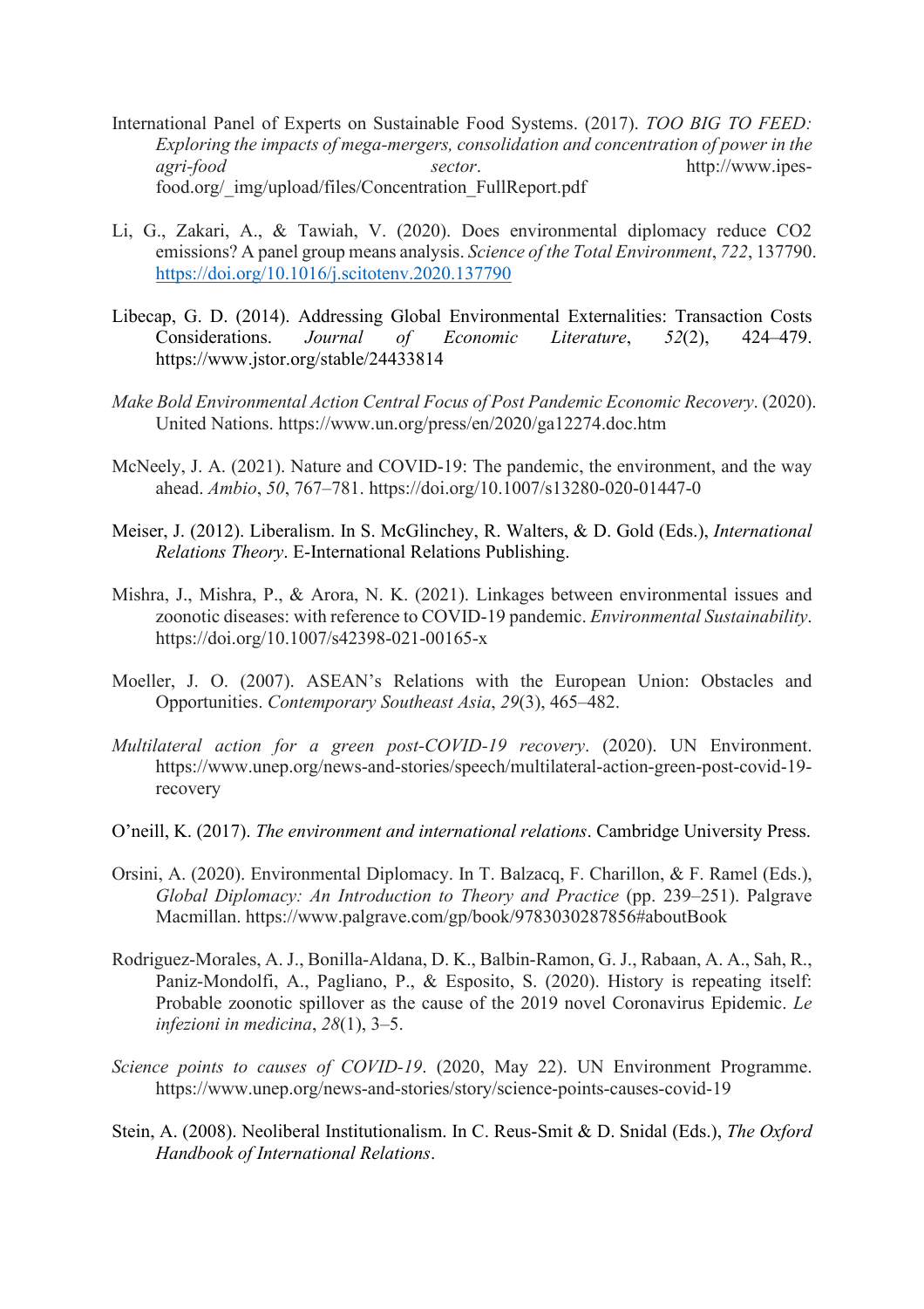International Panel of Experts on Sustainable Food Systems. (2017). *TOO BIG TO FEED: Exploring the impacts of mega-mergers, consolidation and concentration of power in the agri-food sector*. http://www.ipes-food.org/_img/upload/files/Concentration_FullReport.pdf

Li, G., Zakari, A., & Tawiah, V. (2020). Does environmental diplomacy reduce CO2 emissions? A panel group means analysis. *Science of the Total Environment*, *722*, 137790. https://doi.org/10.1016/j.scitotenv.2020.137790

Libecap, G. D. (2014). Addressing Global Environmental Externalities: Transaction Costs Considerations. *Journal of Economic Literature*, *52*(2), 424–479. https://www.jstor.org/stable/24433814

*Make Bold Environmental Action Central Focus of Post Pandemic Economic Recovery*. (2020). United Nations. https://www.un.org/press/en/2020/ga12274.doc.htm

McNeely, J. A. (2021). Nature and COVID-19: The pandemic, the environment, and the way ahead. *Ambio*, *50*, 767–781. https://doi.org/10.1007/s13280-020-01447-0

Meiser, J. (2012). Liberalism. In S. McGlinchey, R. Walters, & D. Gold (Eds.), *International Relations Theory*. E-International Relations Publishing.

Mishra, J., Mishra, P., & Arora, N. K. (2021). Linkages between environmental issues and zoonotic diseases: with reference to COVID-19 pandemic. *Environmental Sustainability*. https://doi.org/10.1007/s42398-021-00165-x

Moeller, J. O. (2007). ASEAN's Relations with the European Union: Obstacles and Opportunities. *Contemporary Southeast Asia*, *29*(3), 465–482.

*Multilateral action for a green post-COVID-19 recovery*. (2020). UN Environment. https://www.unep.org/news-and-stories/speech/multilateral-action-green-post-covid-19-recovery

O'neill, K. (2017). *The environment and international relations*. Cambridge University Press.

Orsini, A. (2020). Environmental Diplomacy. In T. Balzacq, F. Charillon, & F. Ramel (Eds.), *Global Diplomacy: An Introduction to Theory and Practice* (pp. 239–251). Palgrave Macmillan. https://www.palgrave.com/gp/book/9783030287856#aboutBook

Rodriguez-Morales, A. J., Bonilla-Aldana, D. K., Balbin-Ramon, G. J., Rabaan, A. A., Sah, R., Paniz-Mondolfi, A., Pagliano, P., & Esposito, S. (2020). History is repeating itself: Probable zoonotic spillover as the cause of the 2019 novel Coronavirus Epidemic. *Le infezioni in medicina*, *28*(1), 3–5.

*Science points to causes of COVID-19*. (2020, May 22). UN Environment Programme. https://www.unep.org/news-and-stories/story/science-points-causes-covid-19

Stein, A. (2008). Neoliberal Institutionalism. In C. Reus-Smit & D. Snidal (Eds.), *The Oxford Handbook of International Relations*.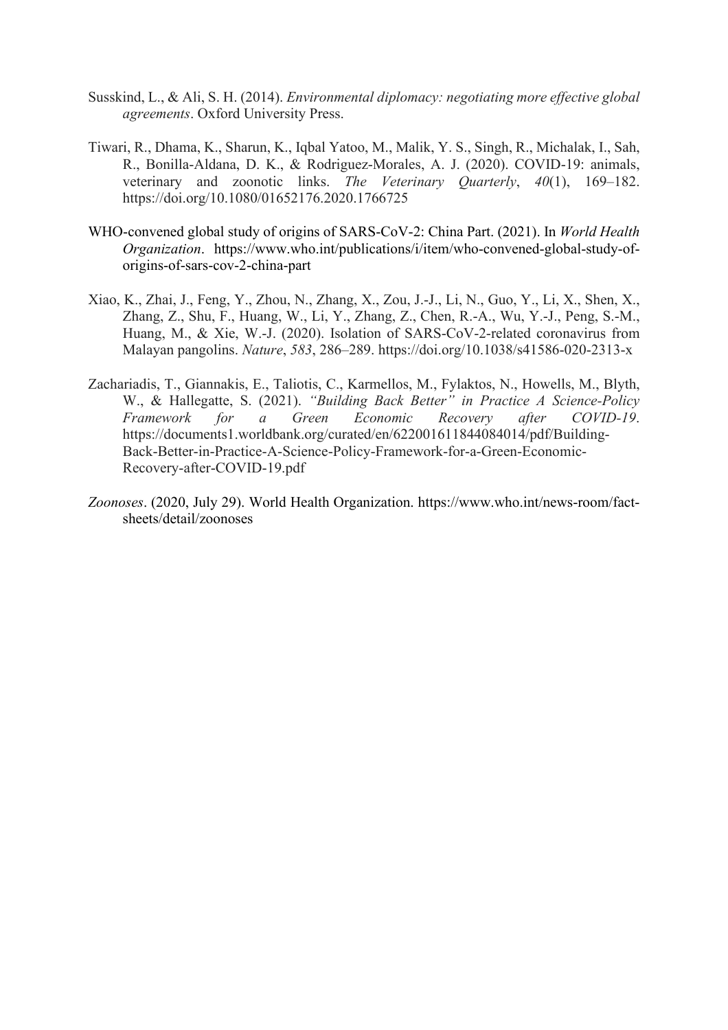Susskind, L., & Ali, S. H. (2014). *Environmental diplomacy: negotiating more effective global agreements*. Oxford University Press.

Tiwari, R., Dhama, K., Sharun, K., Iqbal Yatoo, M., Malik, Y. S., Singh, R., Michalak, I., Sah, R., Bonilla-Aldana, D. K., & Rodriguez-Morales, A. J. (2020). COVID-19: animals, veterinary and zoonotic links. *The Veterinary Quarterly*, *40*(1), 169–182. https://doi.org/10.1080/01652176.2020.1766725

WHO-convened global study of origins of SARS-CoV-2: China Part. (2021). In *World Health Organization*. https://www.who.int/publications/i/item/who-convened-global-study-of-origins-of-sars-cov-2-china-part

Xiao, K., Zhai, J., Feng, Y., Zhou, N., Zhang, X., Zou, J.-J., Li, N., Guo, Y., Li, X., Shen, X., Zhang, Z., Shu, F., Huang, W., Li, Y., Zhang, Z., Chen, R.-A., Wu, Y.-J., Peng, S.-M., Huang, M., & Xie, W.-J. (2020). Isolation of SARS-CoV-2-related coronavirus from Malayan pangolins. *Nature*, *583*, 286–289. https://doi.org/10.1038/s41586-020-2313-x

Zachariadis, T., Giannakis, E., Taliotis, C., Karmellos, M., Fylaktos, N., Howells, M., Blyth, W., & Hallegatte, S. (2021). *"Building Back Better" in Practice A Science-Policy Framework for a Green Economic Recovery after COVID-19*. https://documents1.worldbank.org/curated/en/622001611844084014/pdf/Building-Back-Better-in-Practice-A-Science-Policy-Framework-for-a-Green-Economic-Recovery-after-COVID-19.pdf

*Zoonoses*. (2020, July 29). World Health Organization. https://www.who.int/news-room/fact-sheets/detail/zoonoses